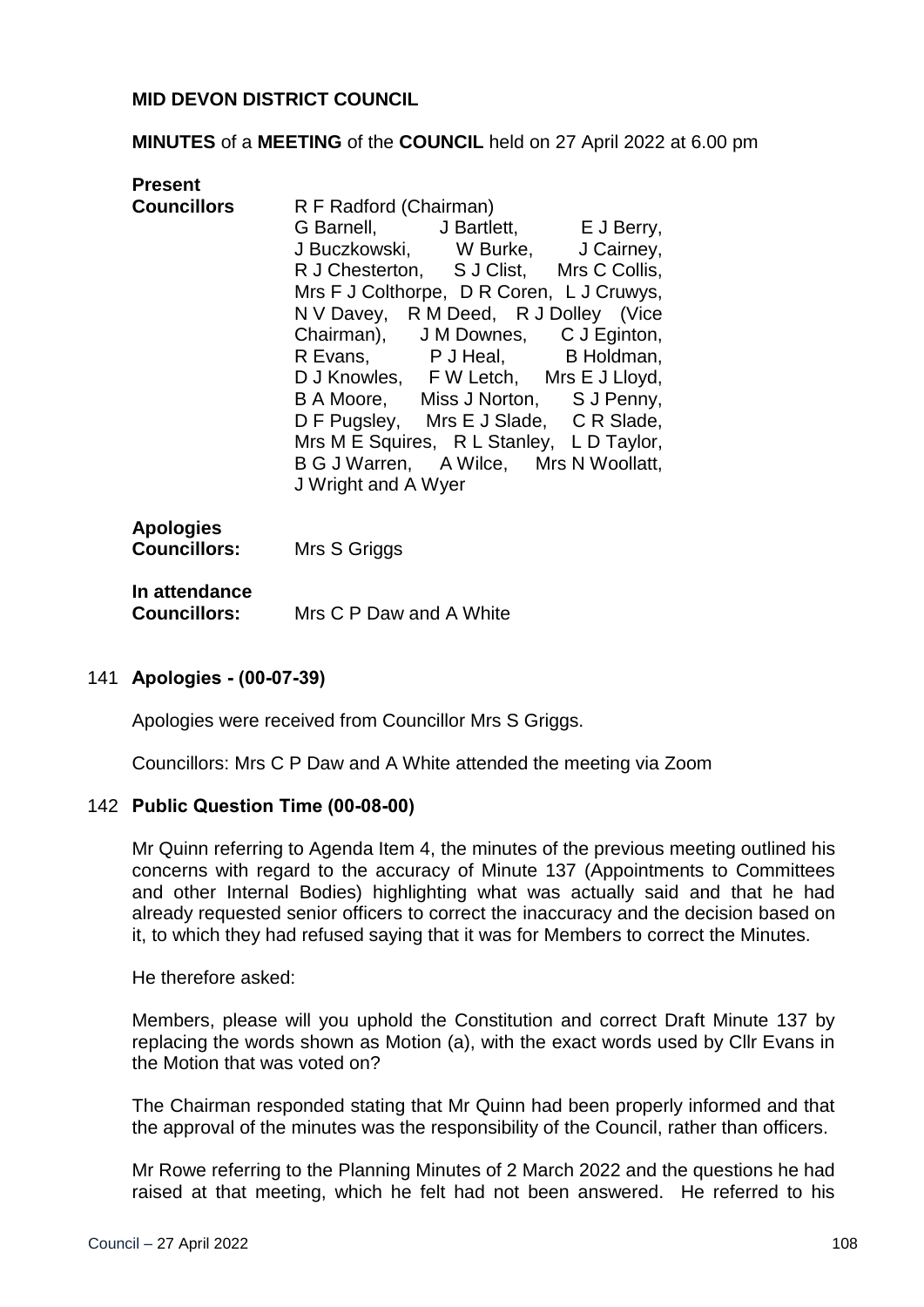**MID DEVON DISTRICT COUNCIL**

**MINUTES** of a **MEETING** of the **COUNCIL** held on 27 April 2022 at 6.00 pm

**Present**

**Councillors** R F Radford (Chairman)
G Barnell, J Bartlett, E J Berry, J Buczkowski, W Burke, J Cairney, R J Chesterton, S J Clist, Mrs C Collis, Mrs F J Colthorpe, D R Coren, L J Cruwys, N V Davey, R M Deed, R J Dolley (Vice Chairman), J M Downes, C J Eginton, R Evans, P J Heal, B Holdman, D J Knowles, F W Letch, Mrs E J Lloyd, B A Moore, Miss J Norton, S J Penny, D F Pugsley, Mrs E J Slade, C R Slade, Mrs M E Squires, R L Stanley, L D Taylor, B G J Warren, A Wilce, Mrs N Woollatt, J Wright and A Wyer

**Apologies**
**Councillors:** Mrs S Griggs

**In attendance**
**Councillors:** Mrs C P Daw and A White

141 **Apologies - (00-07-39)**

Apologies were received from Councillor Mrs S Griggs.

Councillors: Mrs C P Daw and A White attended the meeting via Zoom

142 **Public Question Time (00-08-00)**

Mr Quinn referring to Agenda Item 4, the minutes of the previous meeting outlined his concerns with regard to the accuracy of Minute 137 (Appointments to Committees and other Internal Bodies) highlighting what was actually said and that he had already requested senior officers to correct the inaccuracy and the decision based on it, to which they had refused saying that it was for Members to correct the Minutes.

He therefore asked:

Members, please will you uphold the Constitution and correct Draft Minute 137 by replacing the words shown as Motion (a), with the exact words used by Cllr Evans in the Motion that was voted on?

The Chairman responded stating that Mr Quinn had been properly informed and that the approval of the minutes was the responsibility of the Council, rather than officers.

Mr Rowe referring to the Planning Minutes of 2 March 2022 and the questions he had raised at that meeting, which he felt had not been answered. He referred to his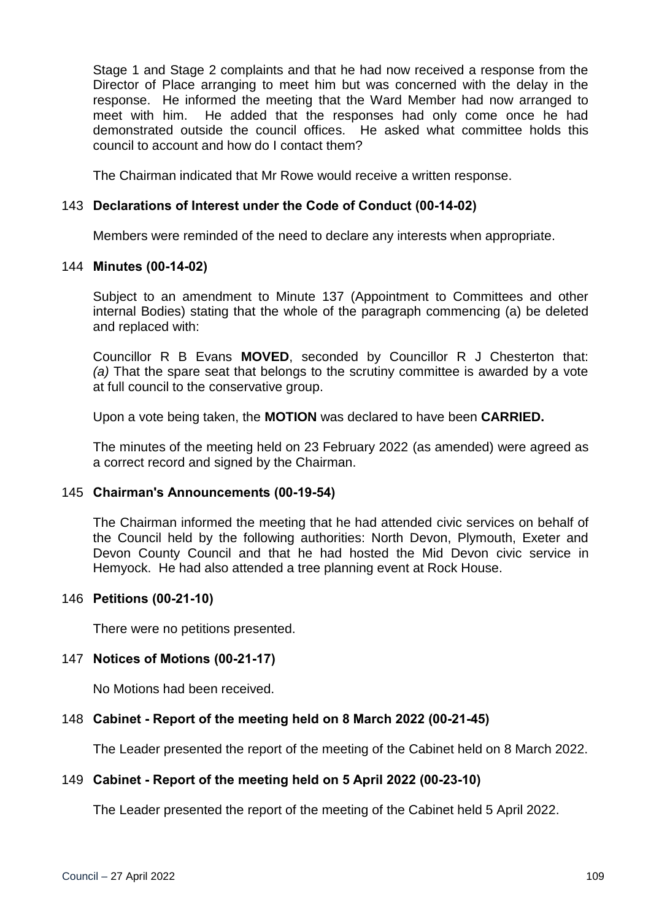Stage 1 and Stage 2 complaints and that he had now received a response from the Director of Place arranging to meet him but was concerned with the delay in the response. He informed the meeting that the Ward Member had now arranged to meet with him. He added that the responses had only come once he had demonstrated outside the council offices. He asked what committee holds this council to account and how do I contact them?

The Chairman indicated that Mr Rowe would receive a written response.

### 143 **Declarations of Interest under the Code of Conduct (00-14-02)**

Members were reminded of the need to declare any interests when appropriate.

### 144 **Minutes (00-14-02)**

Subject to an amendment to Minute 137 (Appointment to Committees and other internal Bodies) stating that the whole of the paragraph commencing (a) be deleted and replaced with:

Councillor R B Evans **MOVED**, seconded by Councillor R J Chesterton that: *(a)* That the spare seat that belongs to the scrutiny committee is awarded by a vote at full council to the conservative group.

Upon a vote being taken, the **MOTION** was declared to have been **CARRIED.**

The minutes of the meeting held on 23 February 2022 (as amended) were agreed as a correct record and signed by the Chairman.

### 145 **Chairman's Announcements (00-19-54)**

The Chairman informed the meeting that he had attended civic services on behalf of the Council held by the following authorities: North Devon, Plymouth, Exeter and Devon County Council and that he had hosted the Mid Devon civic service in Hemyock. He had also attended a tree planning event at Rock House.

### 146 **Petitions (00-21-10)**

There were no petitions presented.

### 147 **Notices of Motions (00-21-17)**

No Motions had been received.

### 148 **Cabinet - Report of the meeting held on 8 March 2022 (00-21-45)**

The Leader presented the report of the meeting of the Cabinet held on 8 March 2022.

### 149 **Cabinet - Report of the meeting held on 5 April 2022 (00-23-10)**

The Leader presented the report of the meeting of the Cabinet held 5 April 2022.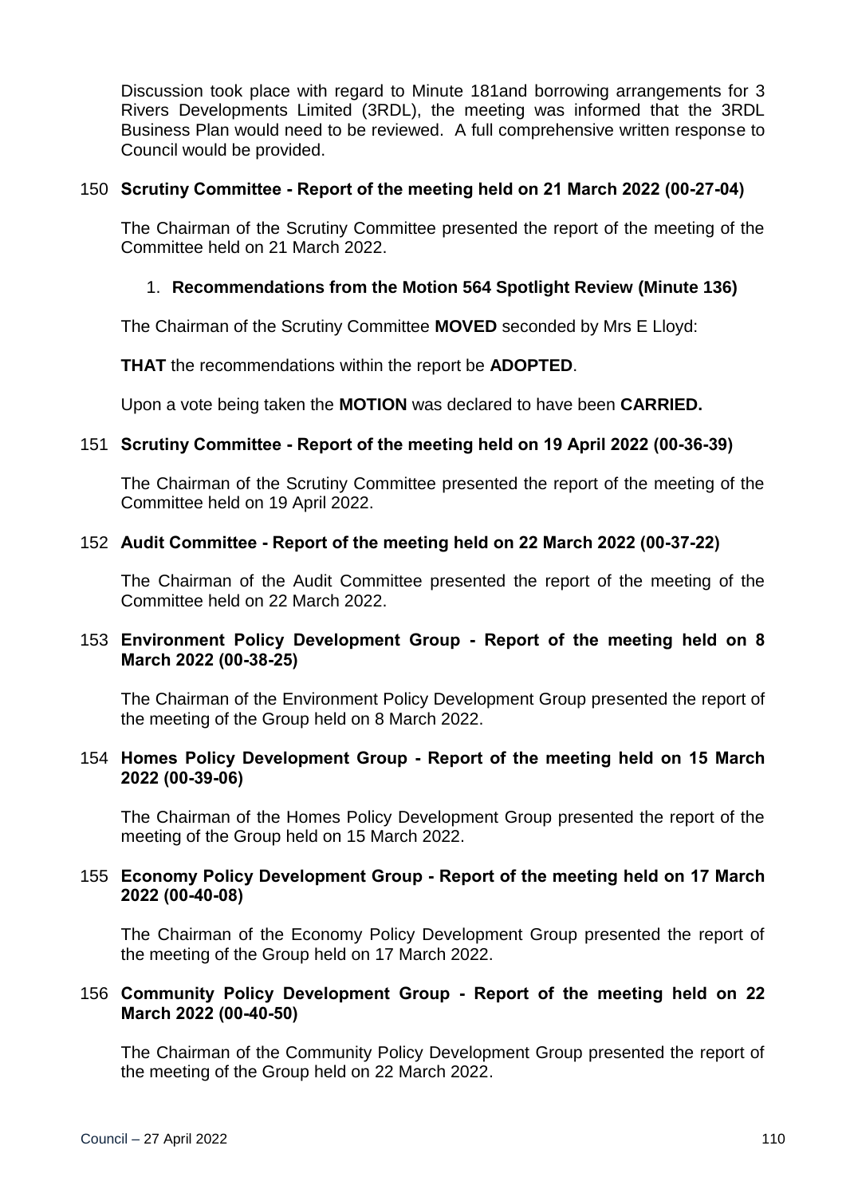Discussion took place with regard to Minute 181and borrowing arrangements for 3 Rivers Developments Limited (3RDL), the meeting was informed that the 3RDL Business Plan would need to be reviewed. A full comprehensive written response to Council would be provided.

### 150 Scrutiny Committee - Report of the meeting held on 21 March 2022 (00-27-04)

The Chairman of the Scrutiny Committee presented the report of the meeting of the Committee held on 21 March 2022.

1. **Recommendations from the Motion 564 Spotlight Review (Minute 136)**

The Chairman of the Scrutiny Committee **MOVED** seconded by Mrs E Lloyd:

**THAT** the recommendations within the report be **ADOPTED**.

Upon a vote being taken the **MOTION** was declared to have been **CARRIED.**

### 151 Scrutiny Committee - Report of the meeting held on 19 April 2022 (00-36-39)

The Chairman of the Scrutiny Committee presented the report of the meeting of the Committee held on 19 April 2022.

### 152 Audit Committee - Report of the meeting held on 22 March 2022 (00-37-22)

The Chairman of the Audit Committee presented the report of the meeting of the Committee held on 22 March 2022.

### 153 Environment Policy Development Group - Report of the meeting held on 8 March 2022 (00-38-25)

The Chairman of the Environment Policy Development Group presented the report of the meeting of the Group held on 8 March 2022.

### 154 Homes Policy Development Group - Report of the meeting held on 15 March 2022 (00-39-06)

The Chairman of the Homes Policy Development Group presented the report of the meeting of the Group held on 15 March 2022.

### 155 Economy Policy Development Group - Report of the meeting held on 17 March 2022 (00-40-08)

The Chairman of the Economy Policy Development Group presented the report of the meeting of the Group held on 17 March 2022.

### 156 Community Policy Development Group - Report of the meeting held on 22 March 2022 (00-40-50)

The Chairman of the Community Policy Development Group presented the report of the meeting of the Group held on 22 March 2022.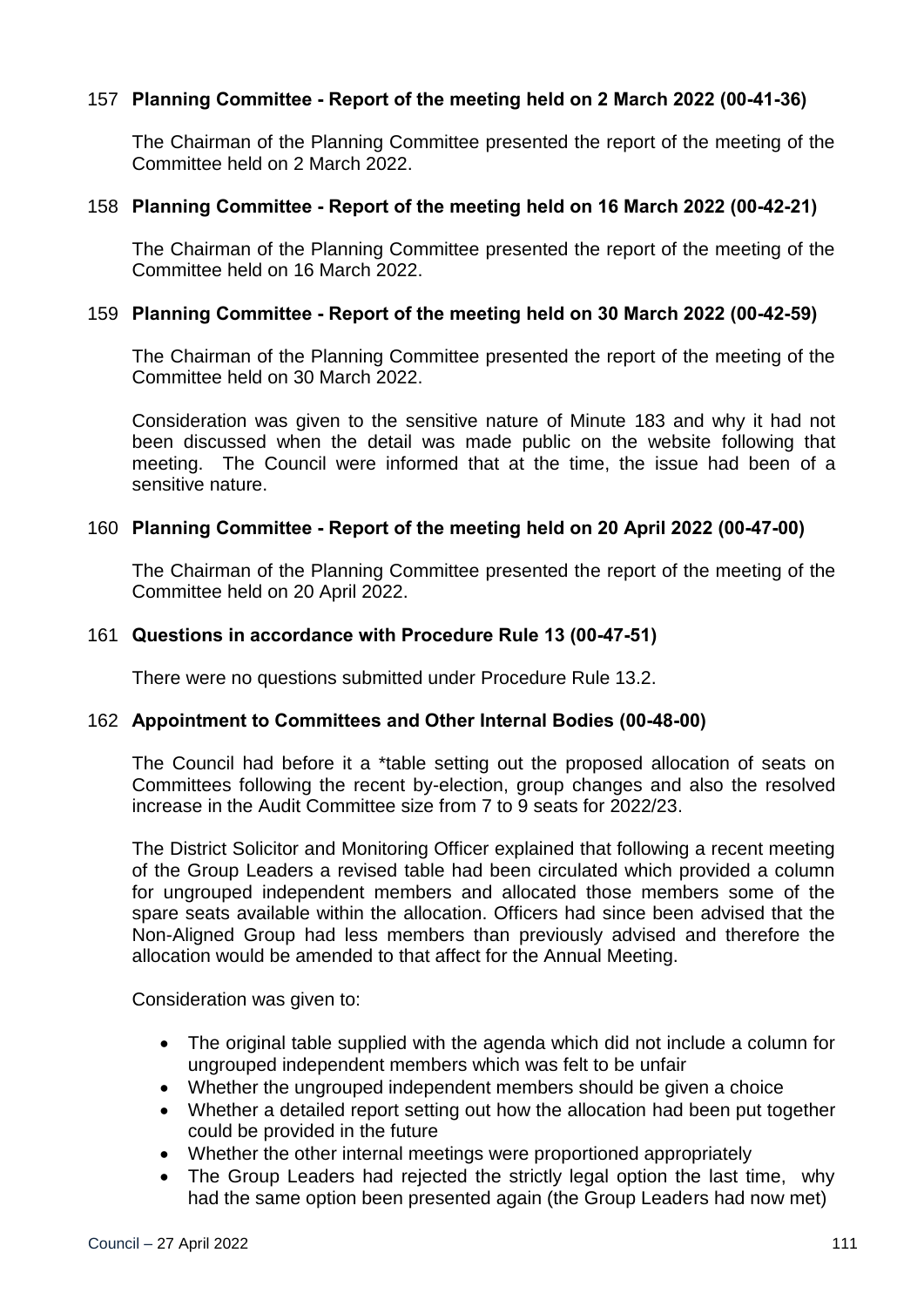### 157 **Planning Committee - Report of the meeting held on 2 March 2022 (00-41-36)**

The Chairman of the Planning Committee presented the report of the meeting of the Committee held on 2 March 2022.

### 158 **Planning Committee - Report of the meeting held on 16 March 2022 (00-42-21)**

The Chairman of the Planning Committee presented the report of the meeting of the Committee held on 16 March 2022.

### 159 **Planning Committee - Report of the meeting held on 30 March 2022 (00-42-59)**

The Chairman of the Planning Committee presented the report of the meeting of the Committee held on 30 March 2022.

Consideration was given to the sensitive nature of Minute 183 and why it had not been discussed when the detail was made public on the website following that meeting. The Council were informed that at the time, the issue had been of a sensitive nature.

### 160 **Planning Committee - Report of the meeting held on 20 April 2022 (00-47-00)**

The Chairman of the Planning Committee presented the report of the meeting of the Committee held on 20 April 2022.

### 161 **Questions in accordance with Procedure Rule 13 (00-47-51)**

There were no questions submitted under Procedure Rule 13.2.

### 162 **Appointment to Committees and Other Internal Bodies (00-48-00)**

The Council had before it a *table setting out the proposed allocation of seats on Committees following the recent by-election, group changes and also the resolved increase in the Audit Committee size from 7 to 9 seats for 2022/23.

The District Solicitor and Monitoring Officer explained that following a recent meeting of the Group Leaders a revised table had been circulated which provided a column for ungrouped independent members and allocated those members some of the spare seats available within the allocation. Officers had since been advised that the Non-Aligned Group had less members than previously advised and therefore the allocation would be amended to that affect for the Annual Meeting.

Consideration was given to:

- The original table supplied with the agenda which did not include a column for ungrouped independent members which was felt to be unfair
- Whether the ungrouped independent members should be given a choice
- Whether a detailed report setting out how the allocation had been put together could be provided in the future
- Whether the other internal meetings were proportioned appropriately
- The Group Leaders had rejected the strictly legal option the last time, why had the same option been presented again (the Group Leaders had now met)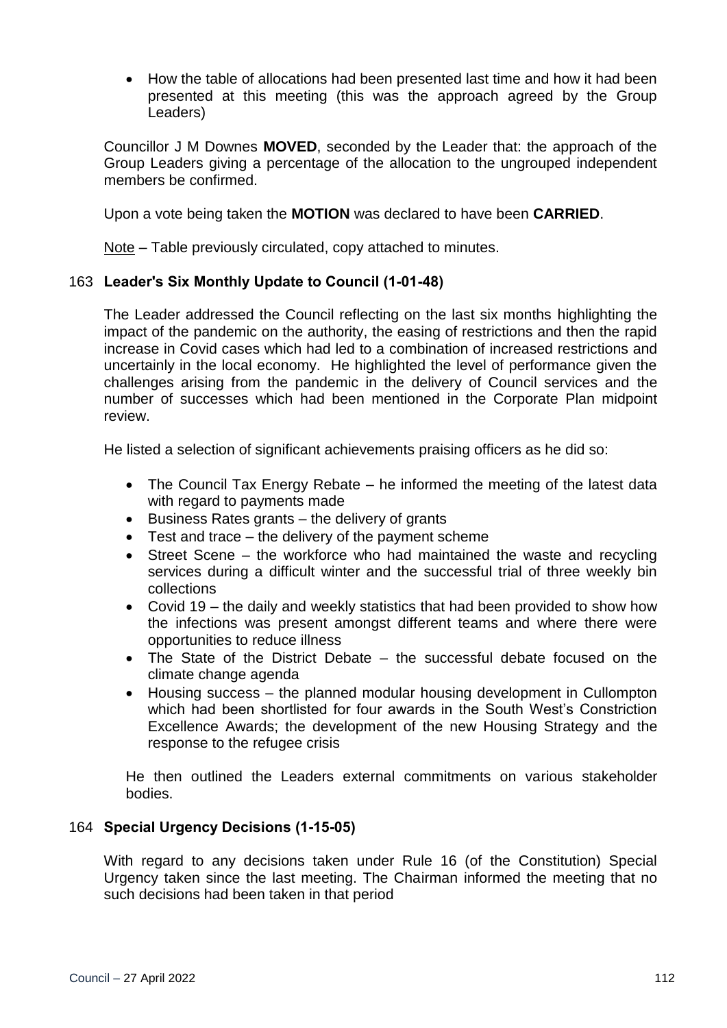- How the table of allocations had been presented last time and how it had been presented at this meeting (this was the approach agreed by the Group Leaders)

Councillor J M Downes **MOVED**, seconded by the Leader that: the approach of the Group Leaders giving a percentage of the allocation to the ungrouped independent members be confirmed.

Upon a vote being taken the **MOTION** was declared to have been **CARRIED**.

Note – Table previously circulated, copy attached to minutes.

### 163 Leader's Six Monthly Update to Council (1-01-48)

The Leader addressed the Council reflecting on the last six months highlighting the impact of the pandemic on the authority, the easing of restrictions and then the rapid increase in Covid cases which had led to a combination of increased restrictions and uncertainly in the local economy. He highlighted the level of performance given the challenges arising from the pandemic in the delivery of Council services and the number of successes which had been mentioned in the Corporate Plan midpoint review.

He listed a selection of significant achievements praising officers as he did so:

- The Council Tax Energy Rebate – he informed the meeting of the latest data with regard to payments made
- Business Rates grants – the delivery of grants
- Test and trace – the delivery of the payment scheme
- Street Scene – the workforce who had maintained the waste and recycling services during a difficult winter and the successful trial of three weekly bin collections
- Covid 19 – the daily and weekly statistics that had been provided to show how the infections was present amongst different teams and where there were opportunities to reduce illness
- The State of the District Debate – the successful debate focused on the climate change agenda
- Housing success – the planned modular housing development in Cullompton which had been shortlisted for four awards in the South West's Constriction Excellence Awards; the development of the new Housing Strategy and the response to the refugee crisis

He then outlined the Leaders external commitments on various stakeholder bodies.

### 164 Special Urgency Decisions (1-15-05)

With regard to any decisions taken under Rule 16 (of the Constitution) Special Urgency taken since the last meeting. The Chairman informed the meeting that no such decisions had been taken in that period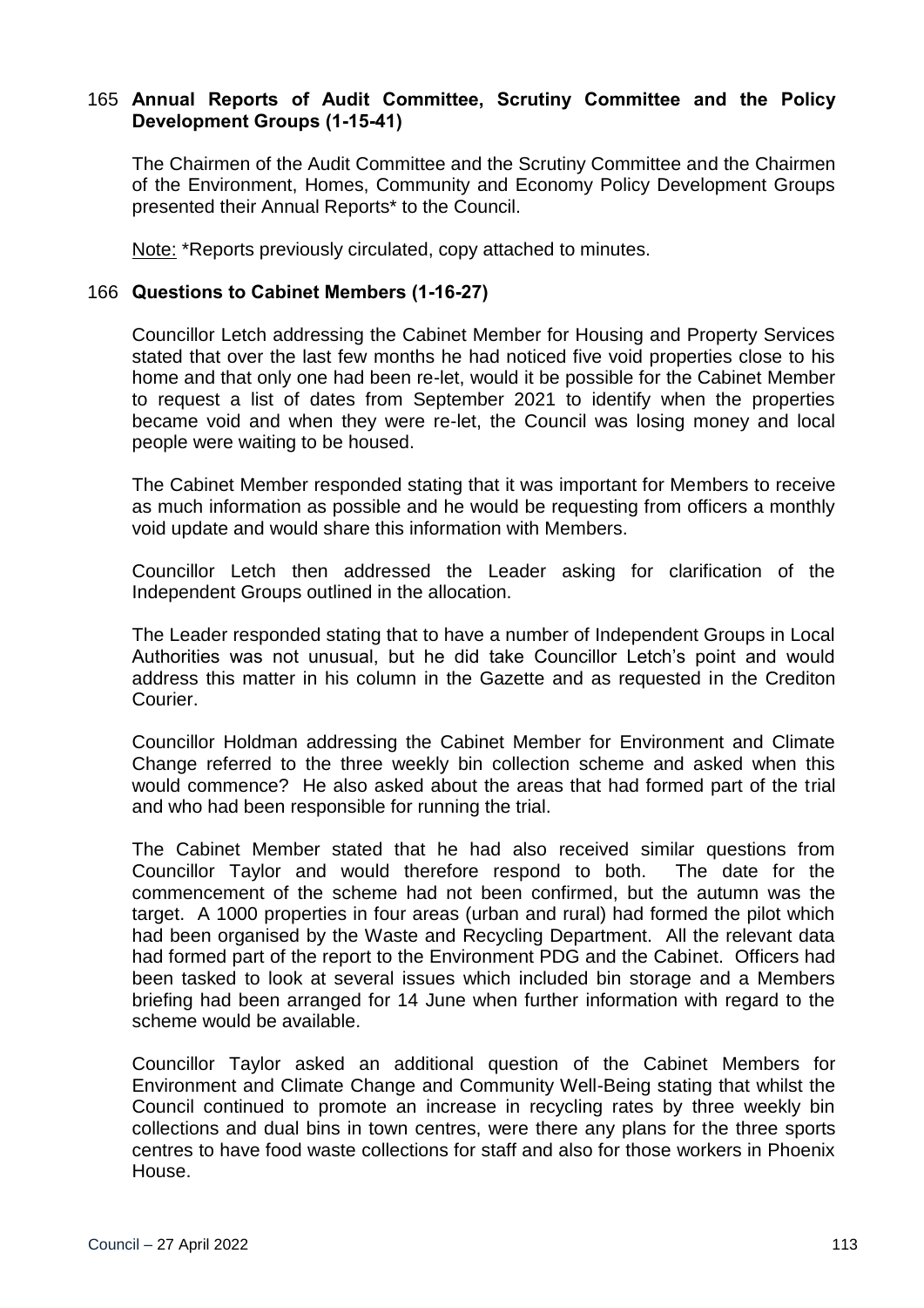## 165 **Annual Reports of Audit Committee, Scrutiny Committee and the Policy Development Groups (1-15-41)**

The Chairmen of the Audit Committee and the Scrutiny Committee and the Chairmen of the Environment, Homes, Community and Economy Policy Development Groups presented their Annual Reports* to the Council.

Note: *Reports previously circulated, copy attached to minutes.

## 166 **Questions to Cabinet Members (1-16-27)**

Councillor Letch addressing the Cabinet Member for Housing and Property Services stated that over the last few months he had noticed five void properties close to his home and that only one had been re-let, would it be possible for the Cabinet Member to request a list of dates from September 2021 to identify when the properties became void and when they were re-let, the Council was losing money and local people were waiting to be housed.

The Cabinet Member responded stating that it was important for Members to receive as much information as possible and he would be requesting from officers a monthly void update and would share this information with Members.

Councillor Letch then addressed the Leader asking for clarification of the Independent Groups outlined in the allocation.

The Leader responded stating that to have a number of Independent Groups in Local Authorities was not unusual, but he did take Councillor Letch's point and would address this matter in his column in the Gazette and as requested in the Crediton Courier.

Councillor Holdman addressing the Cabinet Member for Environment and Climate Change referred to the three weekly bin collection scheme and asked when this would commence? He also asked about the areas that had formed part of the trial and who had been responsible for running the trial.

The Cabinet Member stated that he had also received similar questions from Councillor Taylor and would therefore respond to both. The date for the commencement of the scheme had not been confirmed, but the autumn was the target. A 1000 properties in four areas (urban and rural) had formed the pilot which had been organised by the Waste and Recycling Department. All the relevant data had formed part of the report to the Environment PDG and the Cabinet. Officers had been tasked to look at several issues which included bin storage and a Members briefing had been arranged for 14 June when further information with regard to the scheme would be available.

Councillor Taylor asked an additional question of the Cabinet Members for Environment and Climate Change and Community Well-Being stating that whilst the Council continued to promote an increase in recycling rates by three weekly bin collections and dual bins in town centres, were there any plans for the three sports centres to have food waste collections for staff and also for those workers in Phoenix House.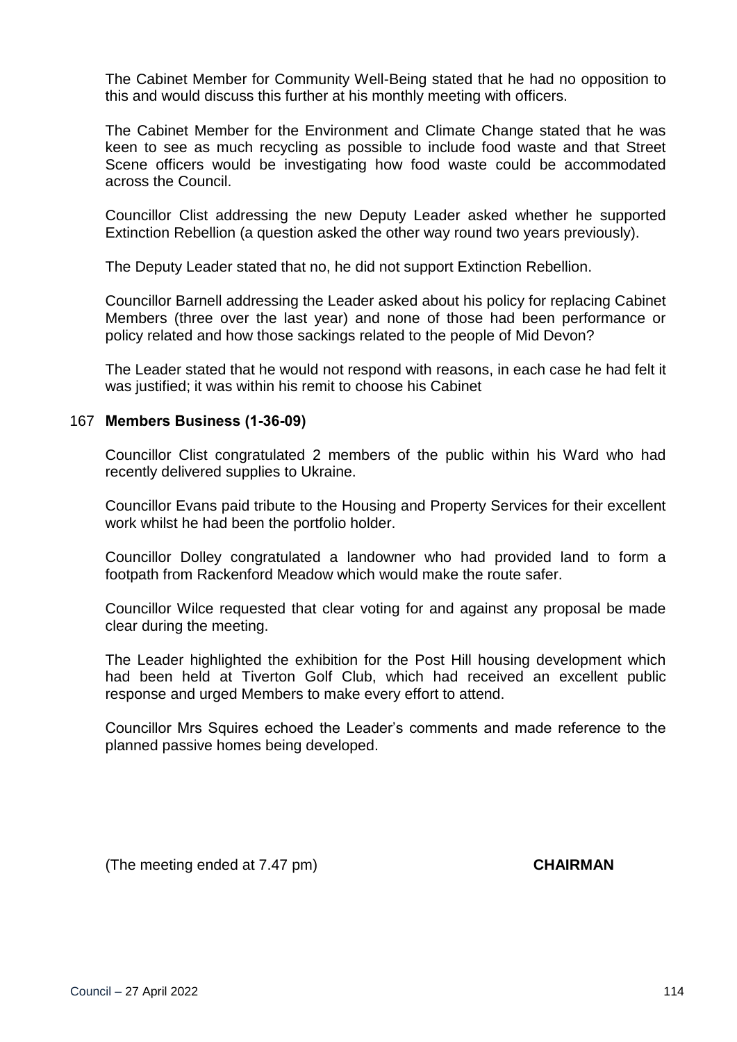The Cabinet Member for Community Well-Being stated that he had no opposition to this and would discuss this further at his monthly meeting with officers.

The Cabinet Member for the Environment and Climate Change stated that he was keen to see as much recycling as possible to include food waste and that Street Scene officers would be investigating how food waste could be accommodated across the Council.

Councillor Clist addressing the new Deputy Leader asked whether he supported Extinction Rebellion (a question asked the other way round two years previously).

The Deputy Leader stated that no, he did not support Extinction Rebellion.

Councillor Barnell addressing the Leader asked about his policy for replacing Cabinet Members (three over the last year) and none of those had been performance or policy related and how those sackings related to the people of Mid Devon?

The Leader stated that he would not respond with reasons, in each case he had felt it was justified; it was within his remit to choose his Cabinet

### 167 **Members Business (1-36-09)**

Councillor Clist congratulated 2 members of the public within his Ward who had recently delivered supplies to Ukraine.

Councillor Evans paid tribute to the Housing and Property Services for their excellent work whilst he had been the portfolio holder.

Councillor Dolley congratulated a landowner who had provided land to form a footpath from Rackenford Meadow which would make the route safer.

Councillor Wilce requested that clear voting for and against any proposal be made clear during the meeting.

The Leader highlighted the exhibition for the Post Hill housing development which had been held at Tiverton Golf Club, which had received an excellent public response and urged Members to make every effort to attend.

Councillor Mrs Squires echoed the Leader's comments and made reference to the planned passive homes being developed.

(The meeting ended at 7.47 pm) **CHAIRMAN**